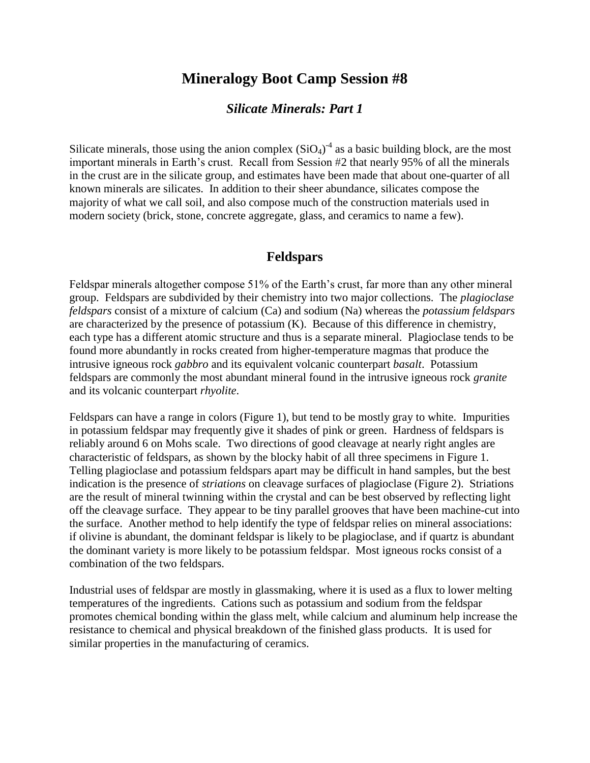# Mineralogy Boot Camp Session #8

## *Silicate Minerals: Part 1*

Silicate minerals, those using the anion complex $(SiO_4)^{-4}$ as a basic building block, are the most important minerals in Earth's crust. Recall from Session #2 that nearly 95% of all the minerals in the crust are in the silicate group, and estimates have been made that about one-quarter of all known minerals are silicates. In addition to their sheer abundance, silicates compose the majority of what we call soil, and also compose much of the construction materials used in modern society (brick, stone, concrete aggregate, glass, and ceramics to name a few).

## Feldspars

Feldspar minerals altogether compose 51% of the Earth's crust, far more than any other mineral group. Feldspars are subdivided by their chemistry into two major collections. The *plagioclase feldspars* consist of a mixture of calcium (Ca) and sodium (Na) whereas the *potassium feldspars* are characterized by the presence of potassium (K). Because of this difference in chemistry, each type has a different atomic structure and thus is a separate mineral. Plagioclase tends to be found more abundantly in rocks created from higher-temperature magmas that produce the intrusive igneous rock *gabbro* and its equivalent volcanic counterpart *basalt*. Potassium feldspars are commonly the most abundant mineral found in the intrusive igneous rock *granite* and its volcanic counterpart *rhyolite*.

Feldspars can have a range in colors (Figure 1), but tend to be mostly gray to white. Impurities in potassium feldspar may frequently give it shades of pink or green. Hardness of feldspars is reliably around 6 on Mohs scale. Two directions of good cleavage at nearly right angles are characteristic of feldspars, as shown by the blocky habit of all three specimens in Figure 1. Telling plagioclase and potassium feldspars apart may be difficult in hand samples, but the best indication is the presence of *striations* on cleavage surfaces of plagioclase (Figure 2). Striations are the result of mineral twinning within the crystal and can be best observed by reflecting light off the cleavage surface. They appear to be tiny parallel grooves that have been machine-cut into the surface. Another method to help identify the type of feldspar relies on mineral associations: if olivine is abundant, the dominant feldspar is likely to be plagioclase, and if quartz is abundant the dominant variety is more likely to be potassium feldspar. Most igneous rocks consist of a combination of the two feldspars.

Industrial uses of feldspar are mostly in glassmaking, where it is used as a flux to lower melting temperatures of the ingredients. Cations such as potassium and sodium from the feldspar promotes chemical bonding within the glass melt, while calcium and aluminum help increase the resistance to chemical and physical breakdown of the finished glass products. It is used for similar properties in the manufacturing of ceramics.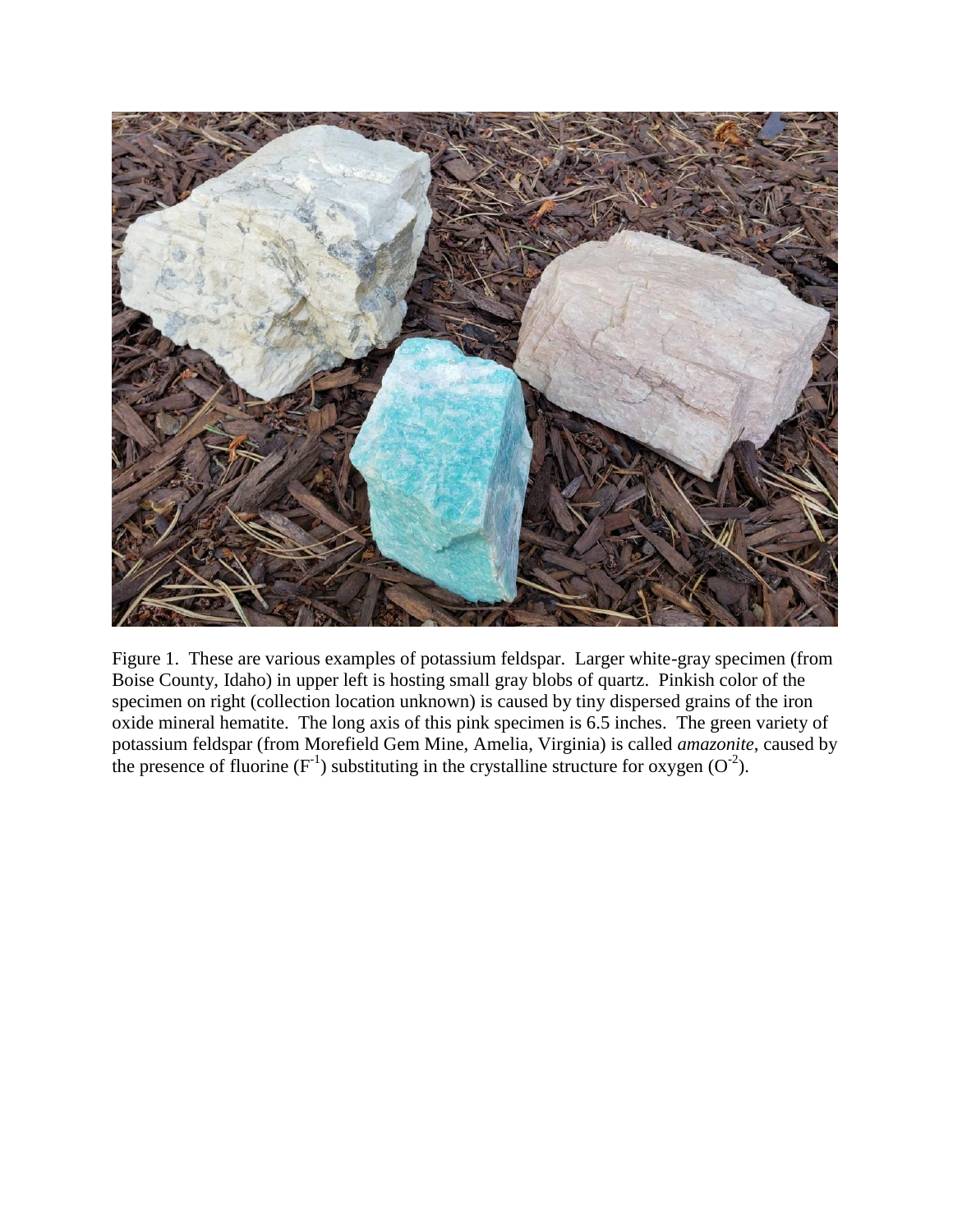Figure 1. These are various examples of potassium feldspar. Larger white-gray specimen (from Boise County, Idaho) in upper left is hosting small gray blobs of quartz. Pinkish color of the specimen on right (collection location unknown) is caused by tiny dispersed grains of the iron oxide mineral hematite. The long axis of this pink specimen is 6.5 inches. The green variety of potassium feldspar (from Morefield Gem Mine, Amelia, Virginia) is called *amazonite*, caused by the presence of fluorine ($F^{-1}$) substituting in the crystalline structure for oxygen ($O^{-2}$).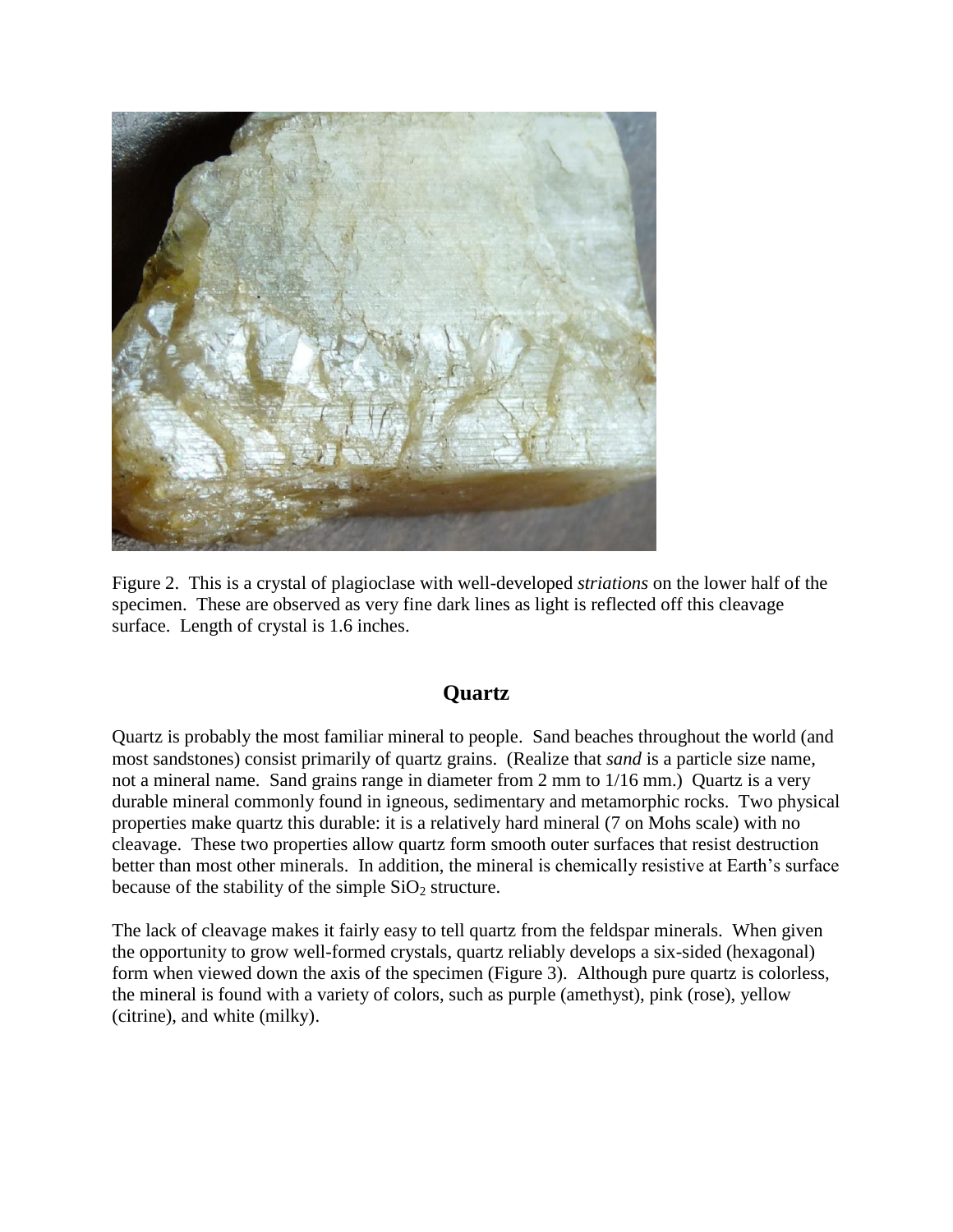Figure 2. This is a crystal of plagioclase with well-developed *striations* on the lower half of the specimen. These are observed as very fine dark lines as light is reflected off this cleavage surface. Length of crystal is 1.6 inches.

## Quartz

Quartz is probably the most familiar mineral to people. Sand beaches throughout the world (and most sandstones) consist primarily of quartz grains. (Realize that *sand* is a particle size name, not a mineral name. Sand grains range in diameter from 2 mm to 1/16 mm.) Quartz is a very durable mineral commonly found in igneous, sedimentary and metamorphic rocks. Two physical properties make quartz this durable: it is a relatively hard mineral (7 on Mohs scale) with no cleavage. These two properties allow quartz form smooth outer surfaces that resist destruction better than most other minerals. In addition, the mineral is chemically resistive at Earth's surface because of the stability of the simple $SiO_2$ structure.

The lack of cleavage makes it fairly easy to tell quartz from the feldspar minerals. When given the opportunity to grow well-formed crystals, quartz reliably develops a six-sided (hexagonal) form when viewed down the axis of the specimen (Figure 3). Although pure quartz is colorless, the mineral is found with a variety of colors, such as purple (amethyst), pink (rose), yellow (citrine), and white (milky).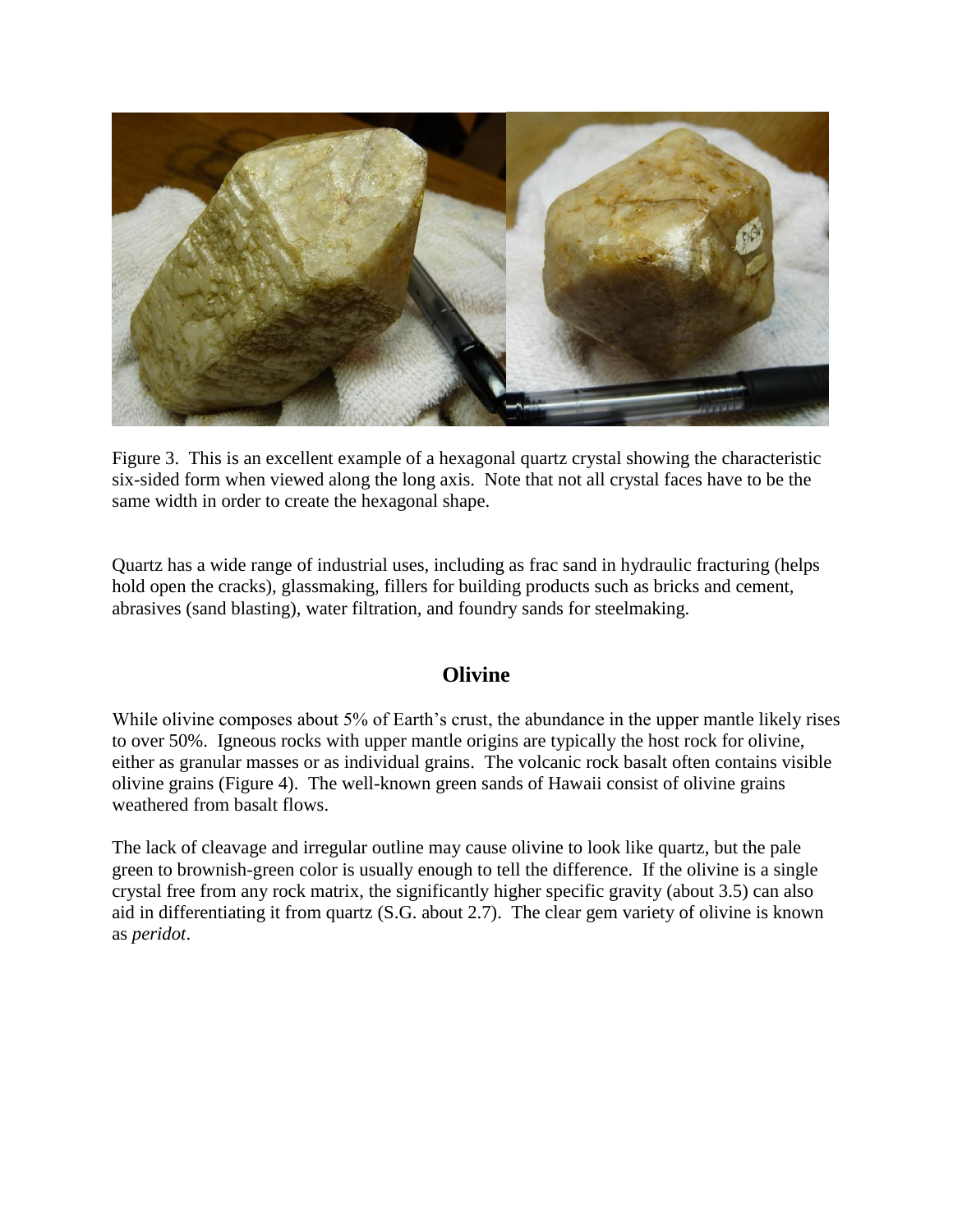Figure 3. This is an excellent example of a hexagonal quartz crystal showing the characteristic six-sided form when viewed along the long axis. Note that not all crystal faces have to be the same width in order to create the hexagonal shape.

Quartz has a wide range of industrial uses, including as frac sand in hydraulic fracturing (helps hold open the cracks), glassmaking, fillers for building products such as bricks and cement, abrasives (sand blasting), water filtration, and foundry sands for steelmaking.

## Olivine

While olivine composes about 5% of Earth's crust, the abundance in the upper mantle likely rises to over 50%. Igneous rocks with upper mantle origins are typically the host rock for olivine, either as granular masses or as individual grains. The volcanic rock basalt often contains visible olivine grains (Figure 4). The well-known green sands of Hawaii consist of olivine grains weathered from basalt flows.

The lack of cleavage and irregular outline may cause olivine to look like quartz, but the pale green to brownish-green color is usually enough to tell the difference. If the olivine is a single crystal free from any rock matrix, the significantly higher specific gravity (about 3.5) can also aid in differentiating it from quartz (S.G. about 2.7). The clear gem variety of olivine is known as *peridot*.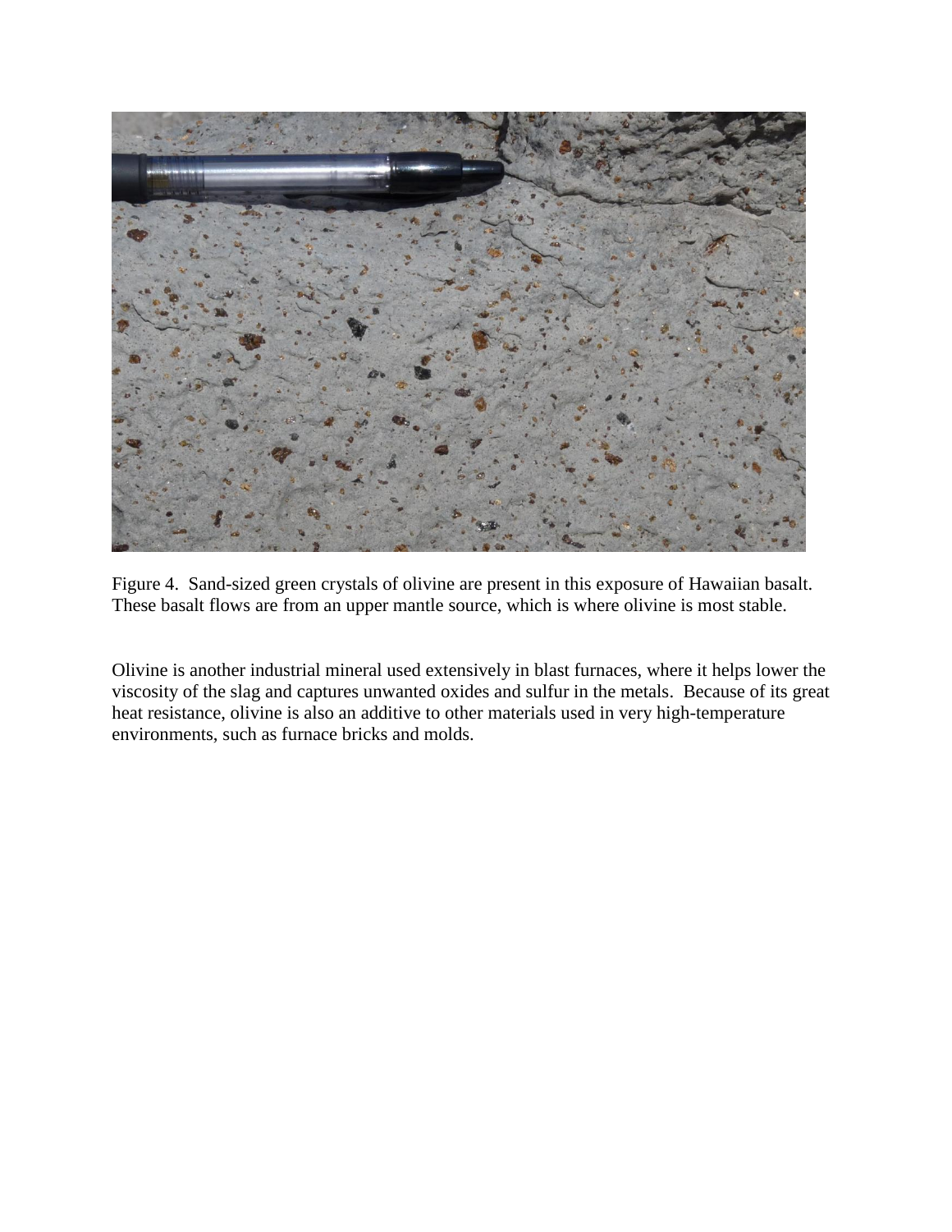Figure 4. Sand-sized green crystals of olivine are present in this exposure of Hawaiian basalt. These basalt flows are from an upper mantle source, which is where olivine is most stable.

Olivine is another industrial mineral used extensively in blast furnaces, where it helps lower the viscosity of the slag and captures unwanted oxides and sulfur in the metals. Because of its great heat resistance, olivine is also an additive to other materials used in very high-temperature environments, such as furnace bricks and molds.